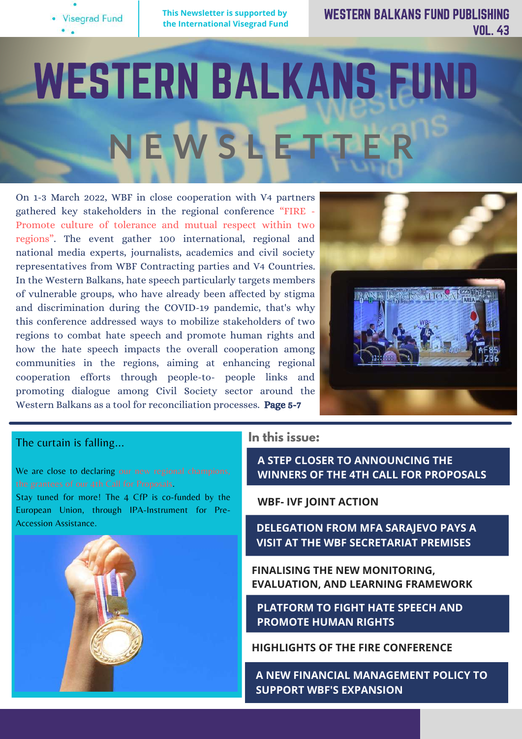Visegrad Fund

This Newsletter is supported by the International Visegrad Fund

WESTERN BALKANS FUND PUBLISHING VOL. 43

# WESTERN BALKANS FUND NEWSLETTER

On 1-3 March 2022, WBF in close cooperation with V4 partners gathered key stakeholders in the regional conference "FIRE - Promote culture of tolerance and mutual respect within two regions". The event gather 100 international, regional and national media experts, journalists, academics and civil society representatives from WBF Contracting parties and V4 Countries. In the Western Balkans, hate speech particularly targets members of vulnerable groups, who have already been affected by stigma and discrimination during the COVID-19 pandemic, that's why this conference addressed ways to mobilize stakeholders of two regions to combat hate speech and promote human rights and how the hate speech impacts the overall cooperation among communities in the regions, aiming at enhancing regional cooperation efforts through people-to- people links and promoting dialogue among Civil Society sector around the Western Balkans as a tool for reconciliation processes. **Page 5-7**

## The curtain is falling...

We are close to declaring our new regional champions, the grantees of our 4th Call for Proposals.

Stay tuned for more! The 4 CfP is co-funded by the European Union, through IPA-Instrument for Pre-Accession Assistance.

## In this issue:

- A STEP CLOSER TO ANNOUNCING THE WINNERS OF THE 4TH CALL FOR PROPOSALS
- WBF- IVF JOINT ACTION
- DELEGATION FROM MFA SARAJEVO PAYS A VISIT AT THE WBF SECRETARIAT PREMISES
- FINALISING THE NEW MONITORING, EVALUATION, AND LEARNING FRAMEWORK
- PLATFORM TO FIGHT HATE SPEECH AND PROMOTE HUMAN RIGHTS
- HIGHLIGHTS OF THE FIRE CONFERENCE
- A NEW FINANCIAL MANAGEMENT POLICY TO SUPPORT WBF'S EXPANSION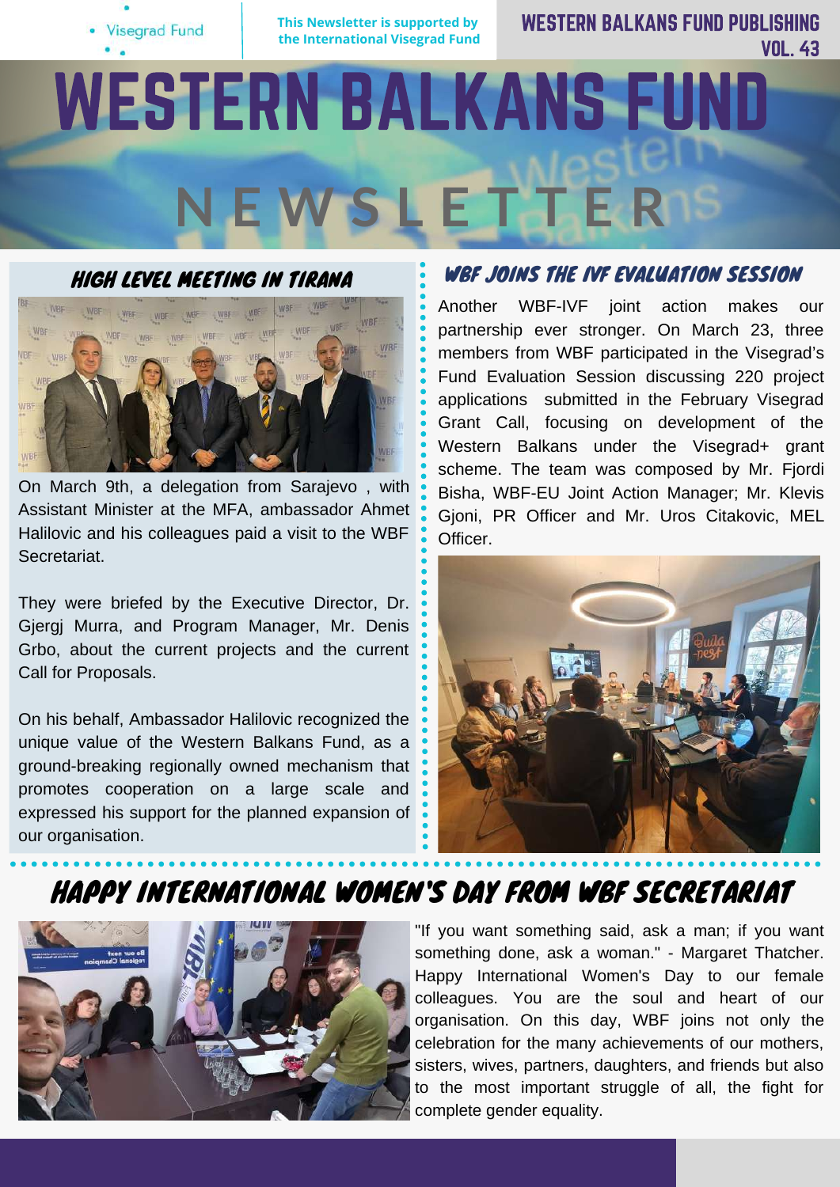# WESTERN BALKANS FUND NEWSLETTER

## HIGH LEVEL MEETING IN TIRANA

On March 9th, a delegation from Sarajevo , with Assistant Minister at the MFA, ambassador Ahmet Halilovic and his colleagues paid a visit to the WBF Secretariat.

They were briefed by the Executive Director, Dr. Gjergj Murra, and Program Manager, Mr. Denis Grbo, about the current projects and the current Call for Proposals.

On his behalf, Ambassador Halilovic recognized the unique value of the Western Balkans Fund, as a ground-breaking regionally owned mechanism that promotes cooperation on a large scale and expressed his support for the planned expansion of our organisation.

## WBF JOINS THE IVF EVALUATION SESSION

Another WBF-IVF joint action makes our partnership ever stronger. On March 23, three members from WBF participated in the Visegrad's Fund Evaluation Session discussing 220 project applications submitted in the February Visegrad Grant Call, focusing on development of the Western Balkans under the Visegrad+ grant scheme. The team was composed by Mr. Fjordi Bisha, WBF-EU Joint Action Manager; Mr. Klevis Gjoni, PR Officer and Mr. Uros Citakovic, MEL Officer.

## HAPPY INTERNATIONAL WOMEN'S DAY FROM WBF SECRETARIAT

"If you want something said, ask a man; if you want something done, ask a woman." - Margaret Thatcher. Happy International Women's Day to our female colleagues. You are the soul and heart of our organisation. On this day, WBF joins not only the celebration for the many achievements of our mothers, sisters, wives, partners, daughters, and friends but also to the most important struggle of all, the fight for complete gender equality.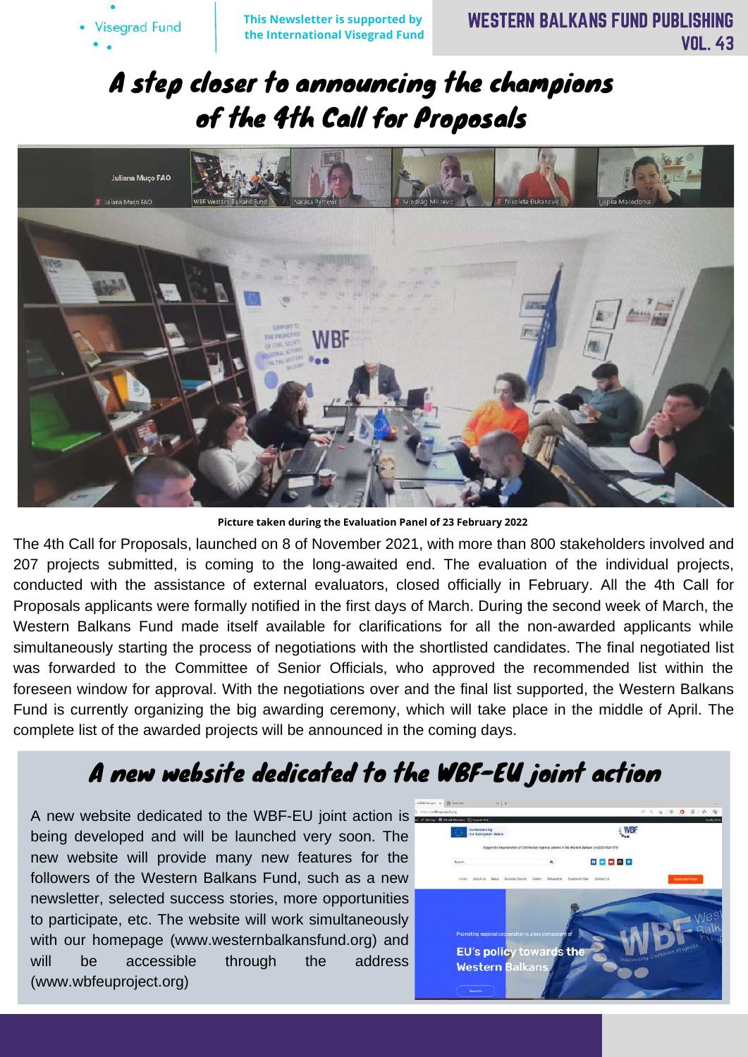# A step closer to announcing the champions of the 4th Call for Proposals

**Picture taken during the Evaluation Panel of 23 February 2022**

The 4th Call for Proposals, launched on 8 of November 2021, with more than 800 stakeholders involved and 207 projects submitted, is coming to the long-awaited end. The evaluation of the individual projects, conducted with the assistance of external evaluators, closed officially in February. All the 4th Call for Proposals applicants were formally notified in the first days of March. During the second week of March, the Western Balkans Fund made itself available for clarifications for all the non-awarded applicants while simultaneously starting the process of negotiations with the shortlisted candidates. The final negotiated list was forwarded to the Committee of Senior Officials, who approved the recommended list within the foreseen window for approval. With the negotiations over and the final list supported, the Western Balkans Fund is currently organizing the big awarding ceremony, which will take place in the middle of April. The complete list of the awarded projects will be announced in the coming days.

# A new website dedicated to the WBF-EU joint action

A new website dedicated to the WBF-EU joint action is being developed and will be launched very soon. The new website will provide many new features for the followers of the Western Balkans Fund, such as a new newsletter, selected success stories, more opportunities to participate, etc. The website will work simultaneously with our homepage (www.westernbalkansfund.org) and will be accessible through the address (www.wbfeuproject.org)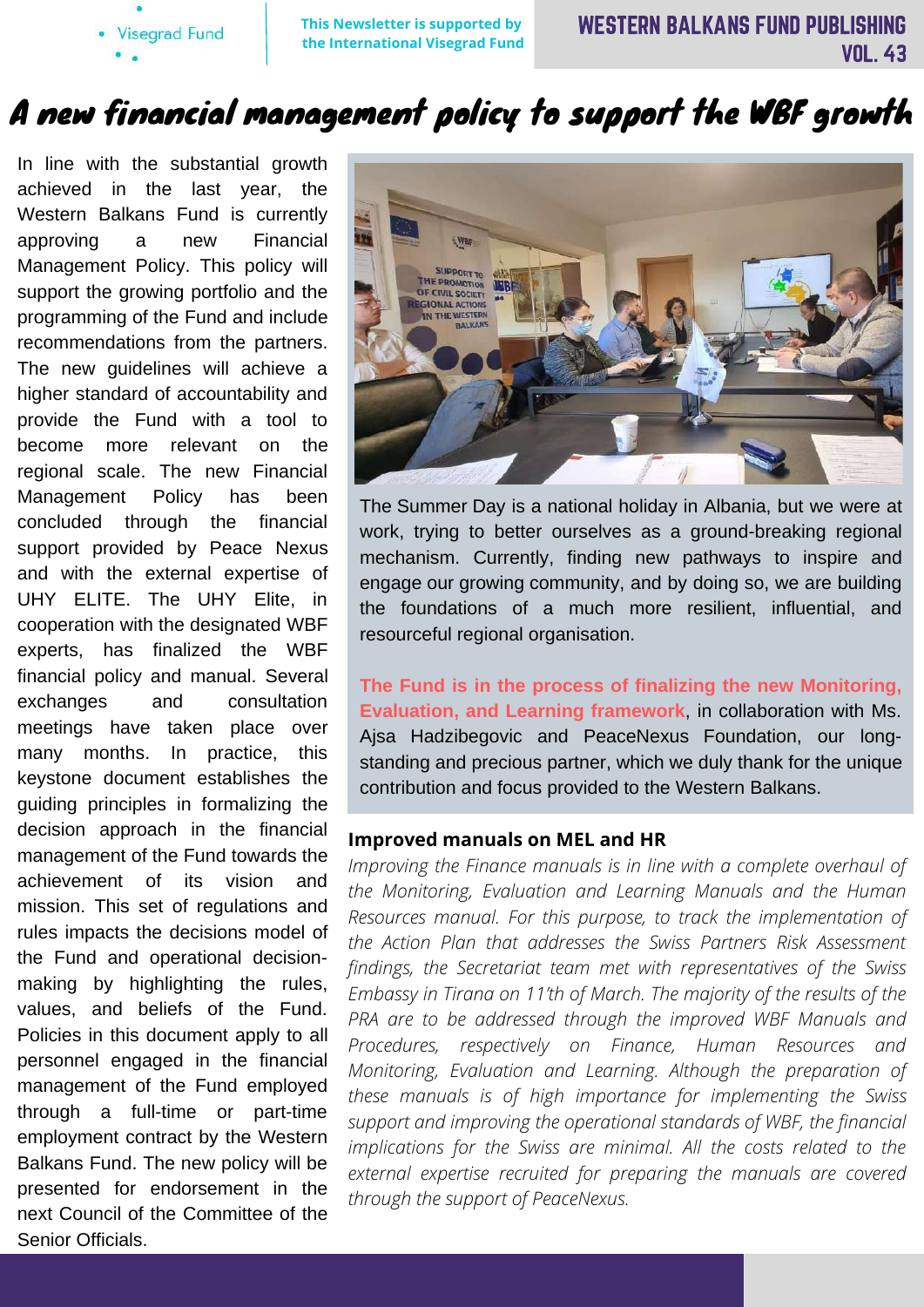# A new financial management policy to support the WBF growth

In line with the substantial growth achieved in the last year, the Western Balkans Fund is currently approving a new Financial Management Policy. This policy will support the growing portfolio and the programming of the Fund and include recommendations from the partners. The new guidelines will achieve a higher standard of accountability and provide the Fund with a tool to become more relevant on the regional scale. The new Financial Management Policy has been concluded through the financial support provided by Peace Nexus and with the external expertise of UHY ELITE. The UHY Elite, in cooperation with the designated WBF experts, has finalized the WBF financial policy and manual. Several exchanges and consultation meetings have taken place over many months. In practice, this keystone document establishes the guiding principles in formalizing the decision approach in the financial management of the Fund towards the achievement of its vision and mission. This set of regulations and rules impacts the decisions model of the Fund and operational decision-making by highlighting the rules, values, and beliefs of the Fund. Policies in this document apply to all personnel engaged in the financial management of the Fund employed through a full-time or part-time employment contract by the Western Balkans Fund. The new policy will be presented for endorsement in the next Council of the Committee of the Senior Officials.

The Summer Day is a national holiday in Albania, but we were at work, trying to better ourselves as a ground-breaking regional mechanism. Currently, finding new pathways to inspire and engage our growing community, and by doing so, we are building the foundations of a much more resilient, influential, and resourceful regional organisation.

**The Fund is in the process of finalizing the new Monitoring, Evaluation, and Learning framework**, in collaboration with Ms. Ajsa Hadzibegovic and PeaceNexus Foundation, our long-standing and precious partner, which we duly thank for the unique contribution and focus provided to the Western Balkans.

### Improved manuals on MEL and HR

*Improving the Finance manuals is in line with a complete overhaul of the Monitoring, Evaluation and Learning Manuals and the Human Resources manual. For this purpose, to track the implementation of the Action Plan that addresses the Swiss Partners Risk Assessment findings, the Secretariat team met with representatives of the Swiss Embassy in Tirana on 11'th of March. The majority of the results of the PRA are to be addressed through the improved WBF Manuals and Procedures, respectively on Finance, Human Resources and Monitoring, Evaluation and Learning. Although the preparation of these manuals is of high importance for implementing the Swiss support and improving the operational standards of WBF, the financial implications for the Swiss are minimal. All the costs related to the external expertise recruited for preparing the manuals are covered through the support of PeaceNexus.*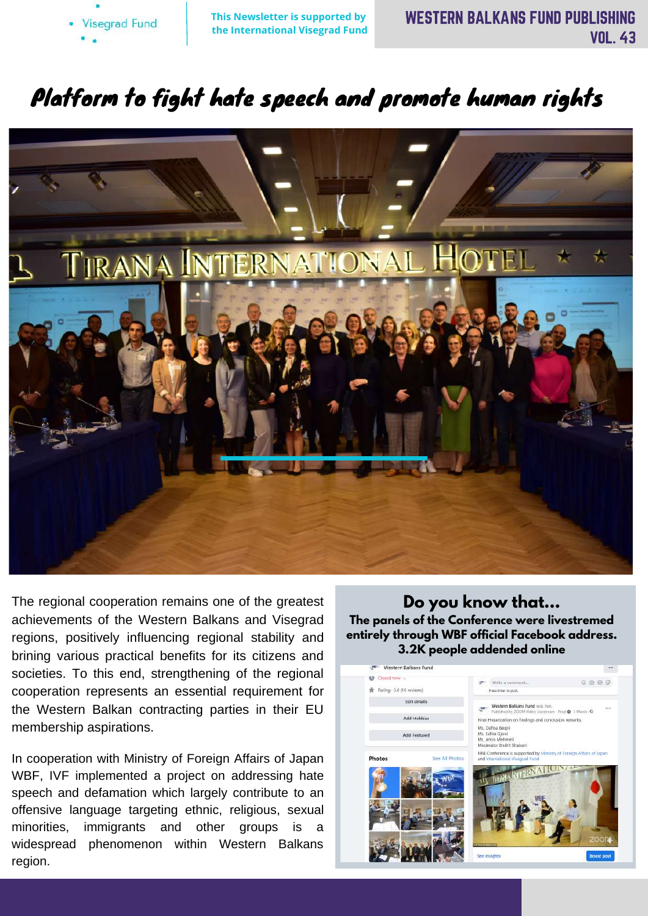# Platform to fight hate speech and promote human rights

The regional cooperation remains one of the greatest achievements of the Western Balkans and Visegrad regions, positively influencing regional stability and brining various practical benefits for its citizens and societies. To this end, strengthening of the regional cooperation represents an essential requirement for the Western Balkan contracting parties in their EU membership aspirations.

In cooperation with Ministry of Foreign Affairs of Japan WBF, IVF implemented a project on addressing hate speech and defamation which largely contribute to an offensive language targeting ethnic, religious, sexual minorities, immigrants and other groups is a widespread phenomenon within Western Balkans region.

## Do you know that...

**The panels of the Conference were livestremed entirely through WBF official Facebook address. 3.2K people addended online**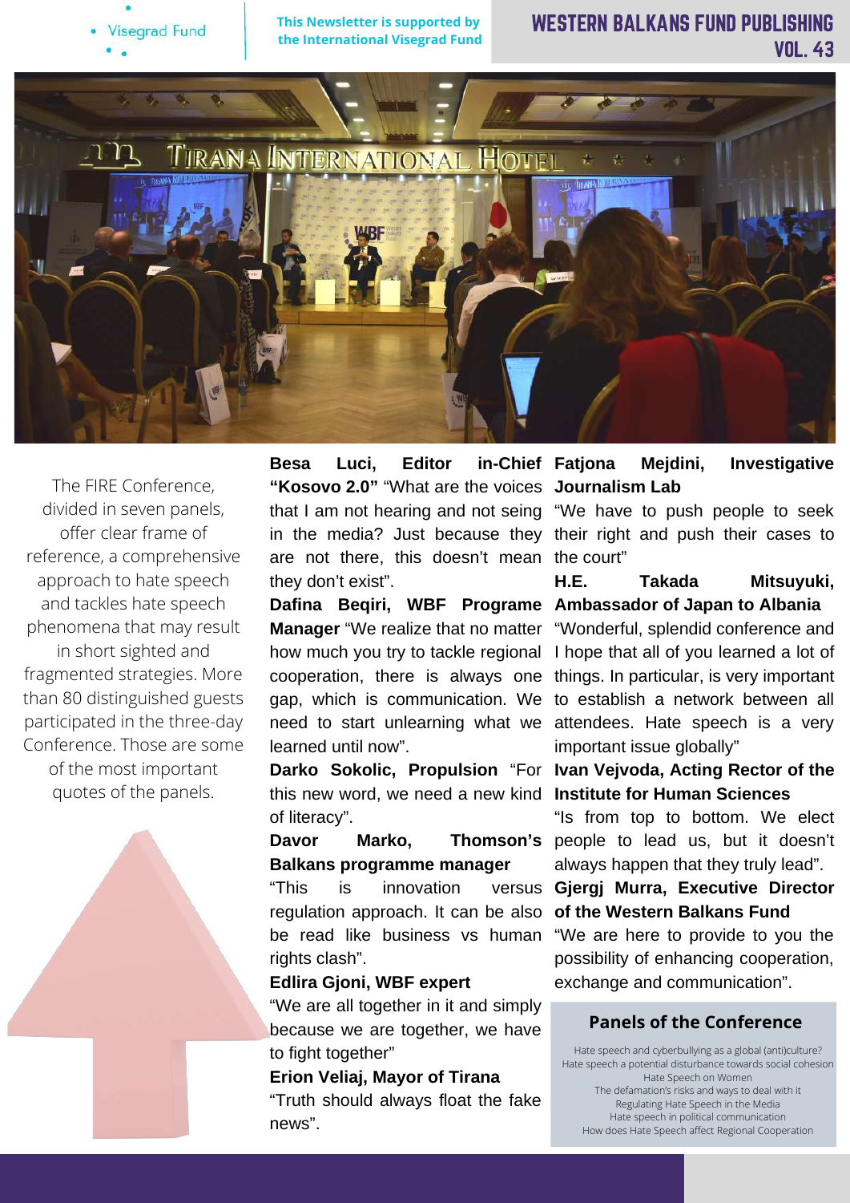The FIRE Conference, divided in seven panels, offer clear frame of reference, a comprehensive approach to hate speech and tackles hate speech phenomena that may result in short sighted and fragmented strategies. More than 80 distinguished guests participated in the three-day Conference. Those are some of the most important quotes of the panels.

**Besa Luci, Editor in-Chief "Kosovo 2.0"** "What are the voices that I am not hearing and not seing in the media? Just because they are not there, this doesn't mean they don't exist".

**Dafina Beqiri, WBF Programe Manager** "We realize that no matter how much you try to tackle regional cooperation, there is always one gap, which is communication. We need to start unlearning what we learned until now".

**Darko Sokolic, Propulsion** "For this new word, we need a new kind of literacy".

**Davor Marko, Thomson's Balkans programme manager**

"This is innovation versus regulation approach. It can be also be read like business vs human rights clash".

**Edlira Gjoni, WBF expert**

"We are all together in it and simply because we are together, we have to fight together"

**Erion Veliaj, Mayor of Tirana**

"Truth should always float the fake news".

**Fatjona Mejdini, Investigative Journalism Lab**

"We have to push people to seek their right and push their cases to the court"

**H.E. Takada Mitsuyuki, Ambassador of Japan to Albania**

"Wonderful, splendid conference and I hope that all of you learned a lot of things. In particular, is very important to establish a network between all attendees. Hate speech is a very important issue globally"

**Ivan Vejvoda, Acting Rector of the Institute for Human Sciences**

"Is from top to bottom. We elect people to lead us, but it doesn't always happen that they truly lead".

**Gjergj Murra, Executive Director of the Western Balkans Fund**

"We are here to provide to you the possibility of enhancing cooperation, exchange and communication".

## Panels of the Conference

Hate speech and cyberbullying as a global (anti)culture?
Hate speech a potential disturbance towards social cohesion
Hate Speech on Women
The defamation's risks and ways to deal with it
Regulating Hate Speech in the Media
Hate speech in political communication
How does Hate Speech affect Regional Cooperation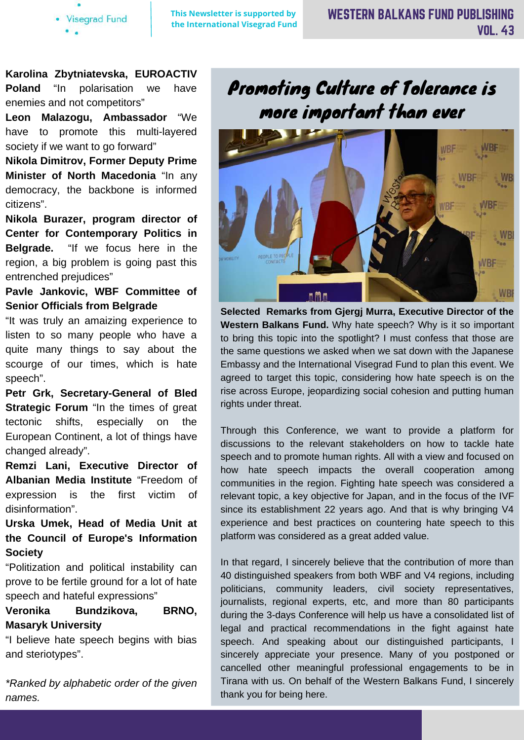**Karolina Zbytniatevska, EUROACTIV Poland** "In polarisation we have enemies and not competitors"

**Leon Malazogu, Ambassador** "We have to promote this multi-layered society if we want to go forward"

**Nikola Dimitrov, Former Deputy Prime Minister of North Macedonia** "In any democracy, the backbone is informed citizens".

**Nikola Burazer, program director of Center for Contemporary Politics in Belgrade.** "If we focus here in the region, a big problem is going past this entrenched prejudices"

**Pavle Jankovic, WBF Committee of Senior Officials from Belgrade**

"It was truly an amaizing experience to listen to so many people who have a quite many things to say about the scourge of our times, which is hate speech".

**Petr Grk, Secretary-General of Bled Strategic Forum** "In the times of great tectonic shifts, especially on the European Continent, a lot of things have changed already".

**Remzi Lani, Executive Director of Albanian Media Institute** "Freedom of expression is the first victim of disinformation".

**Urska Umek, Head of Media Unit at the Council of Europe's Information Society**

"Politization and political instability can prove to be fertile ground for a lot of hate speech and hateful expressions"

**Veronika Bundzikova, BRNO, Masaryk University**

"I believe hate speech begins with bias and steriotypes".

*\*Ranked by alphabetic order of the given names.*

# Promoting Culture of Tolerance is more important than ever

**Selected Remarks from Gjergj Murra, Executive Director of the Western Balkans Fund.** Why hate speech? Why is it so important to bring this topic into the spotlight? I must confess that those are the same questions we asked when we sat down with the Japanese Embassy and the International Visegrad Fund to plan this event. We agreed to target this topic, considering how hate speech is on the rise across Europe, jeopardizing social cohesion and putting human rights under threat.

Through this Conference, we want to provide a platform for discussions to the relevant stakeholders on how to tackle hate speech and to promote human rights. All with a view and focused on how hate speech impacts the overall cooperation among communities in the region. Fighting hate speech was considered a relevant topic, a key objective for Japan, and in the focus of the IVF since its establishment 22 years ago. And that is why bringing V4 experience and best practices on countering hate speech to this platform was considered as a great added value.

In that regard, I sincerely believe that the contribution of more than 40 distinguished speakers from both WBF and V4 regions, including politicians, community leaders, civil society representatives, journalists, regional experts, etc, and more than 80 participants during the 3-days Conference will help us have a consolidated list of legal and practical recommendations in the fight against hate speech. And speaking about our distinguished participants, I sincerely appreciate your presence. Many of you postponed or cancelled other meaningful professional engagements to be in Tirana with us. On behalf of the Western Balkans Fund, I sincerely thank you for being here.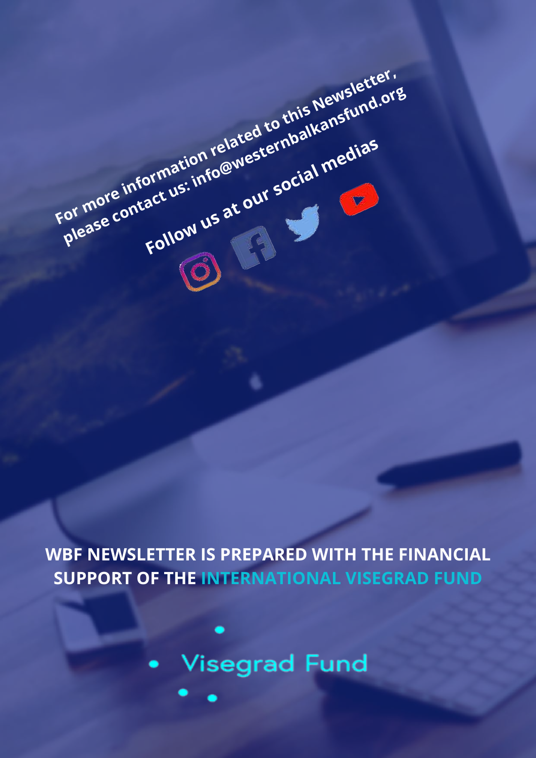For more information related to this Newsletter, please contact us: info@westernbalkansfund.org

Follow us at our social medias

**WBF NEWSLETTER IS PREPARED WITH THE FINANCIAL SUPPORT OF THE INTERNATIONAL VISEGRAD FUND**

Visegrad Fund